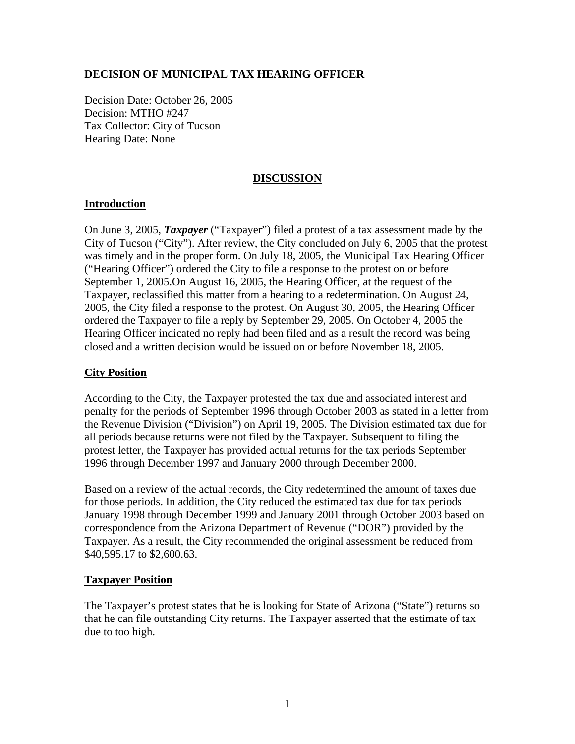**DECISION OF MUNICIPAL TAX HEARING OFFICER**

Decision Date: October 26, 2005
Decision: MTHO #247
Tax Collector: City of Tucson
Hearing Date: None

## DISCUSSION

### Introduction

On June 3, 2005, ***Taxpayer*** ("Taxpayer") filed a protest of a tax assessment made by the City of Tucson ("City"). After review, the City concluded on July 6, 2005 that the protest was timely and in the proper form. On July 18, 2005, the Municipal Tax Hearing Officer ("Hearing Officer") ordered the City to file a response to the protest on or before September 1, 2005.On August 16, 2005, the Hearing Officer, at the request of the Taxpayer, reclassified this matter from a hearing to a redetermination. On August 24, 2005, the City filed a response to the protest. On August 30, 2005, the Hearing Officer ordered the Taxpayer to file a reply by September 29, 2005. On October 4, 2005 the Hearing Officer indicated no reply had been filed and as a result the record was being closed and a written decision would be issued on or before November 18, 2005.

### City Position

According to the City, the Taxpayer protested the tax due and associated interest and penalty for the periods of September 1996 through October 2003 as stated in a letter from the Revenue Division ("Division") on April 19, 2005. The Division estimated tax due for all periods because returns were not filed by the Taxpayer. Subsequent to filing the protest letter, the Taxpayer has provided actual returns for the tax periods September 1996 through December 1997 and January 2000 through December 2000.

Based on a review of the actual records, the City redetermined the amount of taxes due for those periods. In addition, the City reduced the estimated tax due for tax periods January 1998 through December 1999 and January 2001 through October 2003 based on correspondence from the Arizona Department of Revenue ("DOR") provided by the Taxpayer. As a result, the City recommended the original assessment be reduced from $40,595.17 to $2,600.63.

### Taxpayer Position

The Taxpayer's protest states that he is looking for State of Arizona ("State") returns so that he can file outstanding City returns. The Taxpayer asserted that the estimate of tax due to too high.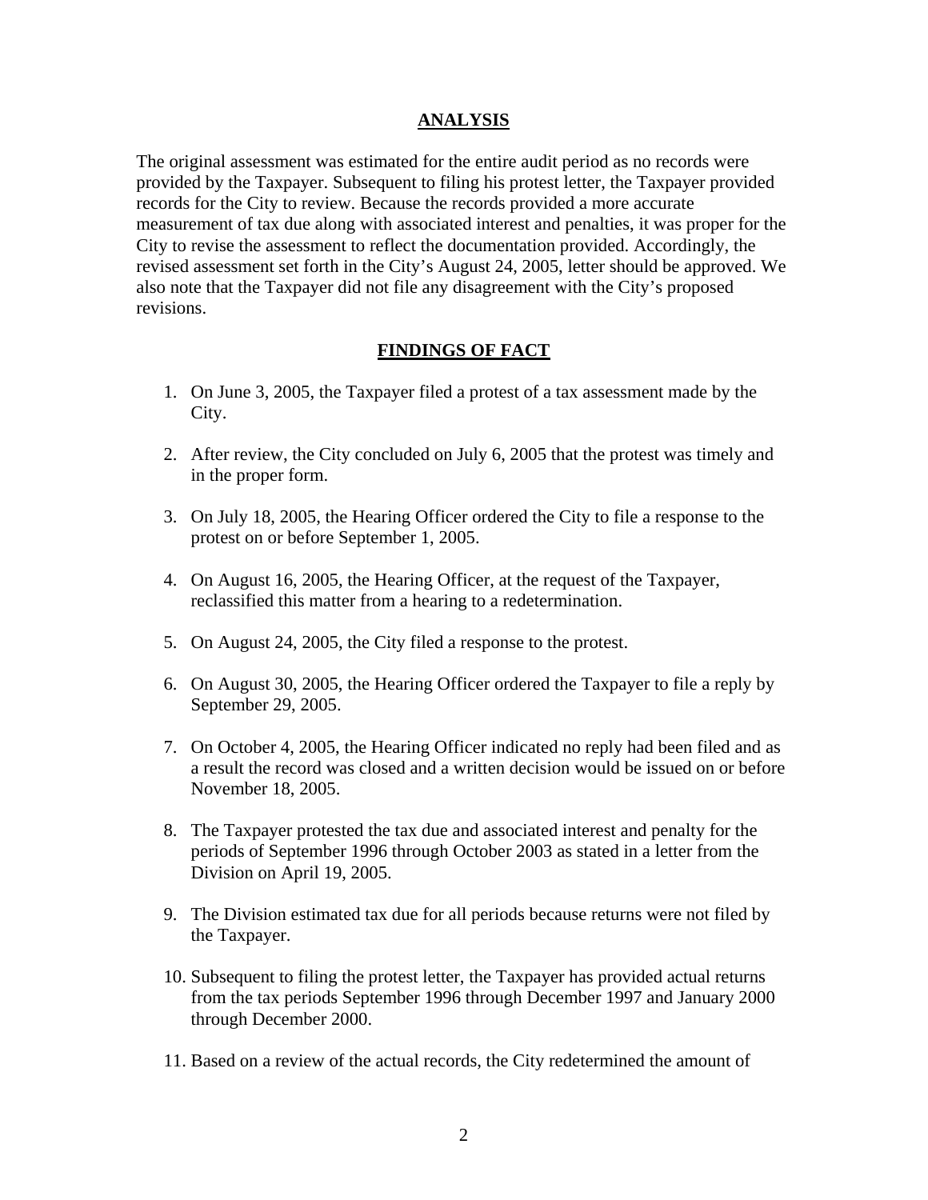## ANALYSIS

The original assessment was estimated for the entire audit period as no records were provided by the Taxpayer. Subsequent to filing his protest letter, the Taxpayer provided records for the City to review. Because the records provided a more accurate measurement of tax due along with associated interest and penalties, it was proper for the City to revise the assessment to reflect the documentation provided. Accordingly, the revised assessment set forth in the City's August 24, 2005, letter should be approved. We also note that the Taxpayer did not file any disagreement with the City's proposed revisions.

## FINDINGS OF FACT

1. On June 3, 2005, the Taxpayer filed a protest of a tax assessment made by the City.

2. After review, the City concluded on July 6, 2005 that the protest was timely and in the proper form.

3. On July 18, 2005, the Hearing Officer ordered the City to file a response to the protest on or before September 1, 2005.

4. On August 16, 2005, the Hearing Officer, at the request of the Taxpayer, reclassified this matter from a hearing to a redetermination.

5. On August 24, 2005, the City filed a response to the protest.

6. On August 30, 2005, the Hearing Officer ordered the Taxpayer to file a reply by September 29, 2005.

7. On October 4, 2005, the Hearing Officer indicated no reply had been filed and as a result the record was closed and a written decision would be issued on or before November 18, 2005.

8. The Taxpayer protested the tax due and associated interest and penalty for the periods of September 1996 through October 2003 as stated in a letter from the Division on April 19, 2005.

9. The Division estimated tax due for all periods because returns were not filed by the Taxpayer.

10. Subsequent to filing the protest letter, the Taxpayer has provided actual returns from the tax periods September 1996 through December 1997 and January 2000 through December 2000.

11. Based on a review of the actual records, the City redetermined the amount of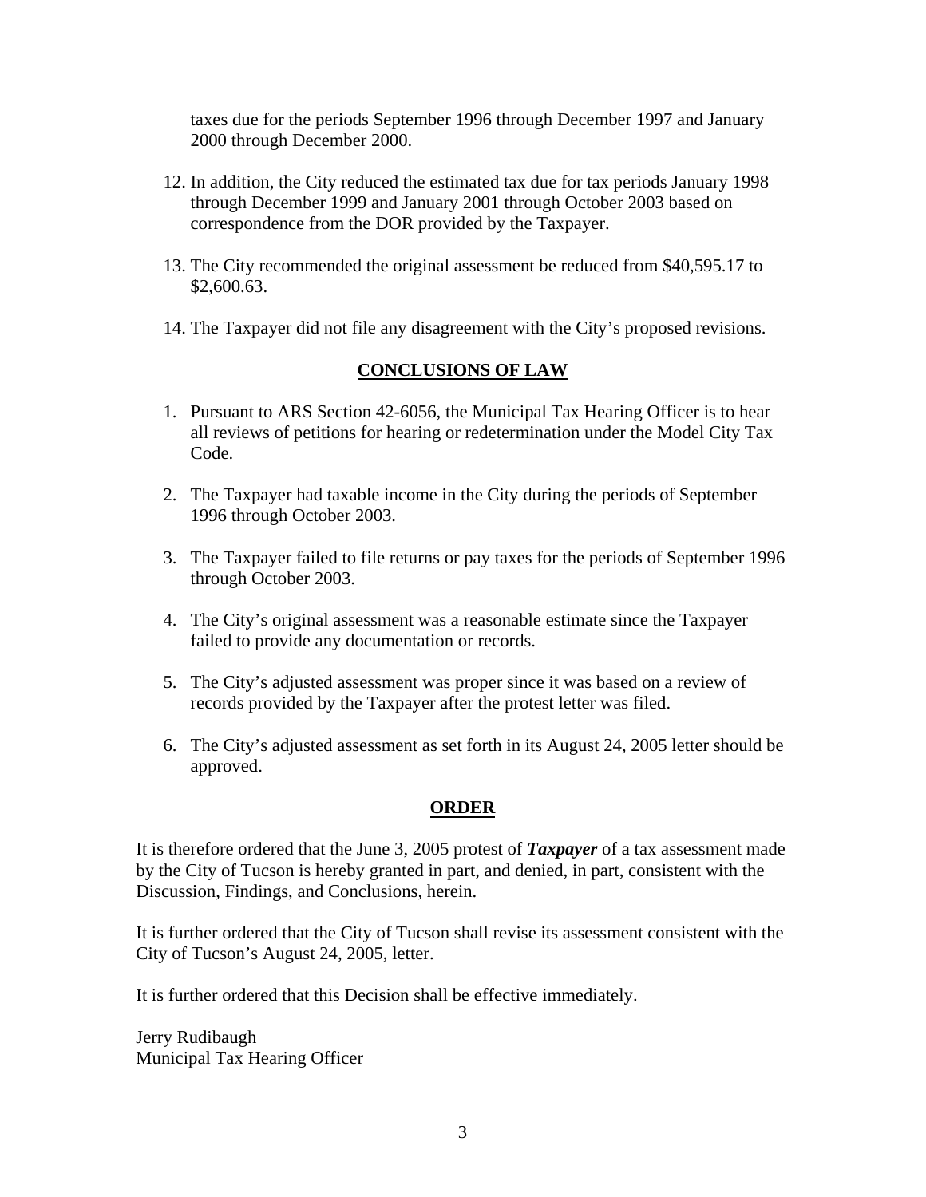taxes due for the periods September 1996 through December 1997 and January 2000 through December 2000.

12. In addition, the City reduced the estimated tax due for tax periods January 1998 through December 1999 and January 2001 through October 2003 based on correspondence from the DOR provided by the Taxpayer.

13. The City recommended the original assessment be reduced from $40,595.17 to $2,600.63.

14. The Taxpayer did not file any disagreement with the City's proposed revisions.

## CONCLUSIONS OF LAW

1. Pursuant to ARS Section 42-6056, the Municipal Tax Hearing Officer is to hear all reviews of petitions for hearing or redetermination under the Model City Tax Code.

2. The Taxpayer had taxable income in the City during the periods of September 1996 through October 2003.

3. The Taxpayer failed to file returns or pay taxes for the periods of September 1996 through October 2003.

4. The City's original assessment was a reasonable estimate since the Taxpayer failed to provide any documentation or records.

5. The City's adjusted assessment was proper since it was based on a review of records provided by the Taxpayer after the protest letter was filed.

6. The City's adjusted assessment as set forth in its August 24, 2005 letter should be approved.

## ORDER

It is therefore ordered that the June 3, 2005 protest of ***Taxpayer*** of a tax assessment made by the City of Tucson is hereby granted in part, and denied, in part, consistent with the Discussion, Findings, and Conclusions, herein.

It is further ordered that the City of Tucson shall revise its assessment consistent with the City of Tucson's August 24, 2005, letter.

It is further ordered that this Decision shall be effective immediately.

Jerry Rudibaugh
Municipal Tax Hearing Officer